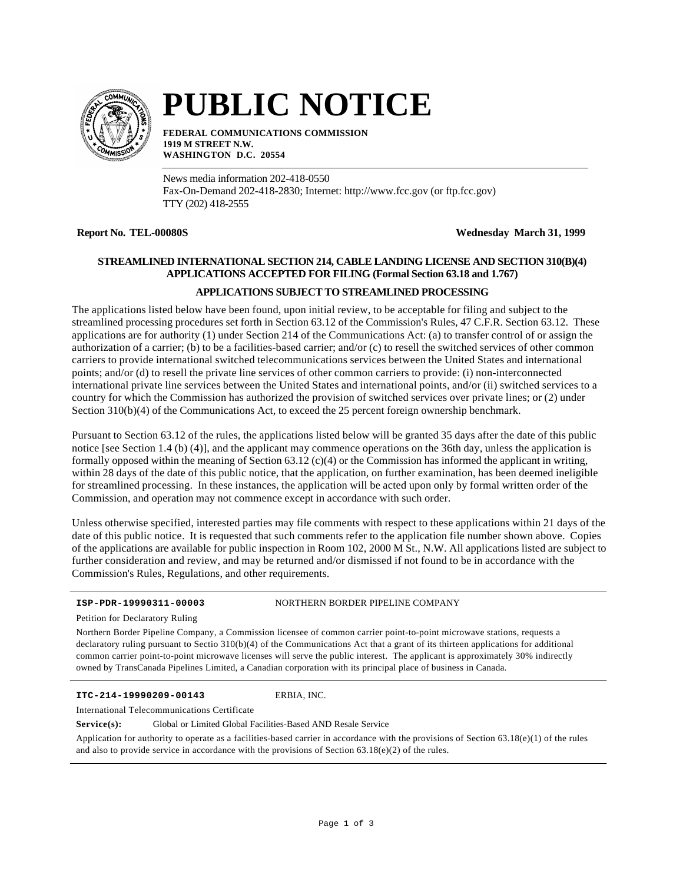# PUBLIC NOTICE

**FEDERAL COMMUNICATIONS COMMISSION**
**1919 M STREET N.W.**
**WASHINGTON D.C. 20554**

News media information 202-418-0550
Fax-On-Demand 202-418-2830; Internet: http://www.fcc.gov (or ftp.fcc.gov)
TTY (202) 418-2555

**Report No. TEL-00080S** **Wednesday March 31, 1999**

### STREAMLINED INTERNATIONAL SECTION 214, CABLE LANDING LICENSE AND SECTION 310(B)(4) APPLICATIONS ACCEPTED FOR FILING (Formal Section 63.18 and 1.767)

### APPLICATIONS SUBJECT TO STREAMLINED PROCESSING

The applications listed below have been found, upon initial review, to be acceptable for filing and subject to the streamlined processing procedures set forth in Section 63.12 of the Commission's Rules, 47 C.F.R. Section 63.12. These applications are for authority (1) under Section 214 of the Communications Act: (a) to transfer control of or assign the authorization of a carrier; (b) to be a facilities-based carrier; and/or (c) to resell the switched services of other common carriers to provide international switched telecommunications services between the United States and international points; and/or (d) to resell the private line services of other common carriers to provide: (i) non-interconnected international private line services between the United States and international points, and/or (ii) switched services to a country for which the Commission has authorized the provision of switched services over private lines; or (2) under Section 310(b)(4) of the Communications Act, to exceed the 25 percent foreign ownership benchmark.

Pursuant to Section 63.12 of the rules, the applications listed below will be granted 35 days after the date of this public notice [see Section 1.4 (b) (4)], and the applicant may commence operations on the 36th day, unless the application is formally opposed within the meaning of Section 63.12 (c)(4) or the Commission has informed the applicant in writing, within 28 days of the date of this public notice, that the application, on further examination, has been deemed ineligible for streamlined processing. In these instances, the application will be acted upon only by formal written order of the Commission, and operation may not commence except in accordance with such order.

Unless otherwise specified, interested parties may file comments with respect to these applications within 21 days of the date of this public notice. It is requested that such comments refer to the application file number shown above. Copies of the applications are available for public inspection in Room 102, 2000 M St., N.W. All applications listed are subject to further consideration and review, and may be returned and/or dismissed if not found to be in accordance with the Commission's Rules, Regulations, and other requirements.

---

**ISP-PDR-19990311-00003** NORTHERN BORDER PIPELINE COMPANY

Petition for Declaratory Ruling

Northern Border Pipeline Company, a Commission licensee of common carrier point-to-point microwave stations, requests a declaratory ruling pursuant to Sectio 310(b)(4) of the Communications Act that a grant of its thirteen applications for additional common carrier point-to-point microwave licenses will serve the public interest. The applicant is approximately 30% indirectly owned by TransCanada Pipelines Limited, a Canadian corporation with its principal place of business in Canada.

---

**ITC-214-19990209-00143** ERBIA, INC.

International Telecommunications Certificate

**Service(s):** Global or Limited Global Facilities-Based AND Resale Service

Application for authority to operate as a facilities-based carrier in accordance with the provisions of Section 63.18(e)(1) of the rules and also to provide service in accordance with the provisions of Section 63.18(e)(2) of the rules.

---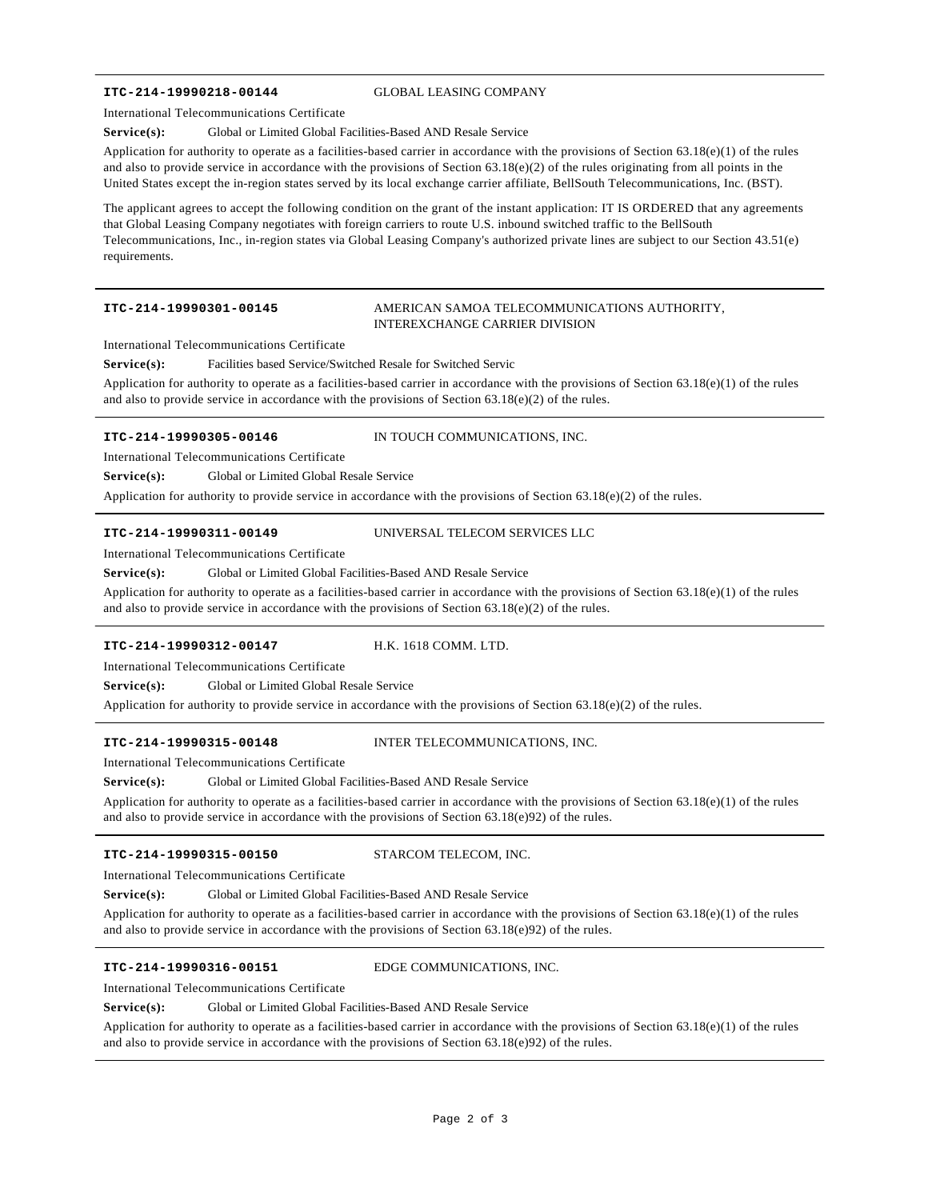**ITC-214-19990218-00144** GLOBAL LEASING COMPANY

International Telecommunications Certificate

**Service(s):** Global or Limited Global Facilities-Based AND Resale Service

Application for authority to operate as a facilities-based carrier in accordance with the provisions of Section 63.18(e)(1) of the rules and also to provide service in accordance with the provisions of Section 63.18(e)(2) of the rules originating from all points in the United States except the in-region states served by its local exchange carrier affiliate, BellSouth Telecommunications, Inc. (BST).

The applicant agrees to accept the following condition on the grant of the instant application: IT IS ORDERED that any agreements that Global Leasing Company negotiates with foreign carriers to route U.S. inbound switched traffic to the BellSouth Telecommunications, Inc., in-region states via Global Leasing Company's authorized private lines are subject to our Section 43.51(e) requirements.

---

**ITC-214-19990301-00145** AMERICAN SAMOA TELECOMMUNICATIONS AUTHORITY, INTEREXCHANGE CARRIER DIVISION

International Telecommunications Certificate

**Service(s):** Facilities based Service/Switched Resale for Switched Servic

Application for authority to operate as a facilities-based carrier in accordance with the provisions of Section 63.18(e)(1) of the rules and also to provide service in accordance with the provisions of Section 63.18(e)(2) of the rules.

---

**ITC-214-19990305-00146** IN TOUCH COMMUNICATIONS, INC.

International Telecommunications Certificate

**Service(s):** Global or Limited Global Resale Service

Application for authority to provide service in accordance with the provisions of Section 63.18(e)(2) of the rules.

---

**ITC-214-19990311-00149** UNIVERSAL TELECOM SERVICES LLC

International Telecommunications Certificate

**Service(s):** Global or Limited Global Facilities-Based AND Resale Service

Application for authority to operate as a facilities-based carrier in accordance with the provisions of Section 63.18(e)(1) of the rules and also to provide service in accordance with the provisions of Section 63.18(e)(2) of the rules.

---

**ITC-214-19990312-00147** H.K. 1618 COMM. LTD.

International Telecommunications Certificate

**Service(s):** Global or Limited Global Resale Service

Application for authority to provide service in accordance with the provisions of Section 63.18(e)(2) of the rules.

---

**ITC-214-19990315-00148** INTER TELECOMMUNICATIONS, INC.

International Telecommunications Certificate

**Service(s):** Global or Limited Global Facilities-Based AND Resale Service

Application for authority to operate as a facilities-based carrier in accordance with the provisions of Section 63.18(e)(1) of the rules and also to provide service in accordance with the provisions of Section 63.18(e)92) of the rules.

---

**ITC-214-19990315-00150** STARCOM TELECOM, INC.

International Telecommunications Certificate

**Service(s):** Global or Limited Global Facilities-Based AND Resale Service

Application for authority to operate as a facilities-based carrier in accordance with the provisions of Section 63.18(e)(1) of the rules and also to provide service in accordance with the provisions of Section 63.18(e)92) of the rules.

---

**ITC-214-19990316-00151** EDGE COMMUNICATIONS, INC.

International Telecommunications Certificate

**Service(s):** Global or Limited Global Facilities-Based AND Resale Service

Application for authority to operate as a facilities-based carrier in accordance with the provisions of Section 63.18(e)(1) of the rules and also to provide service in accordance with the provisions of Section 63.18(e)92) of the rules.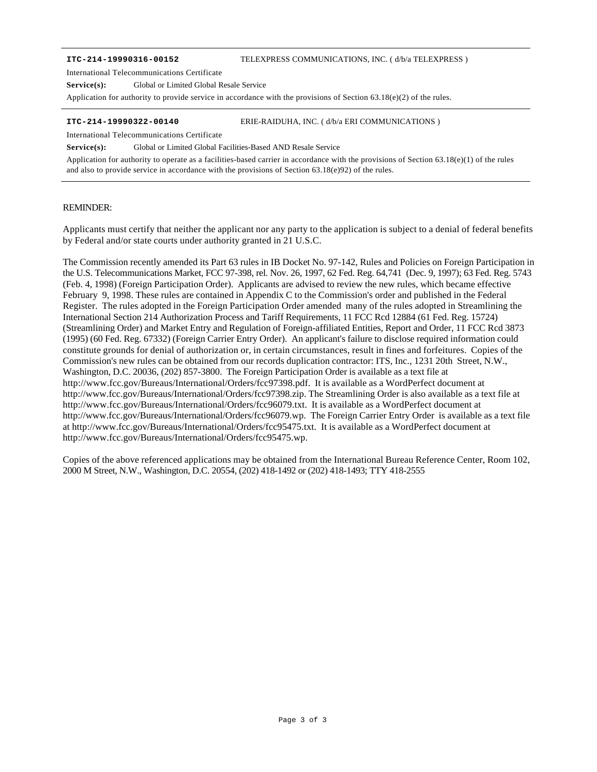**ITC-214-19990316-00152** TELEXPRESS COMMUNICATIONS, INC. ( d/b/a TELEXPRESS )

International Telecommunications Certificate

**Service(s):** Global or Limited Global Resale Service

Application for authority to provide service in accordance with the provisions of Section 63.18(e)(2) of the rules.

---

**ITC-214-19990322-00140** ERIE-RAIDUHA, INC. ( d/b/a ERI COMMUNICATIONS )

International Telecommunications Certificate

**Service(s):** Global or Limited Global Facilities-Based AND Resale Service

Application for authority to operate as a facilities-based carrier in accordance with the provisions of Section 63.18(e)(1) of the rules and also to provide service in accordance with the provisions of Section 63.18(e)92) of the rules.

---

REMINDER:

Applicants must certify that neither the applicant nor any party to the application is subject to a denial of federal benefits by Federal and/or state courts under authority granted in 21 U.S.C.

The Commission recently amended its Part 63 rules in IB Docket No. 97-142, Rules and Policies on Foreign Participation in the U.S. Telecommunications Market, FCC 97-398, rel. Nov. 26, 1997, 62 Fed. Reg. 64,741 (Dec. 9, 1997); 63 Fed. Reg. 5743 (Feb. 4, 1998) (Foreign Participation Order). Applicants are advised to review the new rules, which became effective February 9, 1998. These rules are contained in Appendix C to the Commission's order and published in the Federal Register. The rules adopted in the Foreign Participation Order amended many of the rules adopted in Streamlining the International Section 214 Authorization Process and Tariff Requirements, 11 FCC Rcd 12884 (61 Fed. Reg. 15724) (Streamlining Order) and Market Entry and Regulation of Foreign-affiliated Entities, Report and Order, 11 FCC Rcd 3873 (1995) (60 Fed. Reg. 67332) (Foreign Carrier Entry Order). An applicant's failure to disclose required information could constitute grounds for denial of authorization or, in certain circumstances, result in fines and forfeitures. Copies of the Commission's new rules can be obtained from our records duplication contractor: ITS, Inc., 1231 20th Street, N.W., Washington, D.C. 20036, (202) 857-3800. The Foreign Participation Order is available as a text file at http://www.fcc.gov/Bureaus/International/Orders/fcc97398.pdf. It is available as a WordPerfect document at http://www.fcc.gov/Bureaus/International/Orders/fcc97398.zip. The Streamlining Order is also available as a text file at http://www.fcc.gov/Bureaus/International/Orders/fcc96079.txt. It is available as a WordPerfect document at http://www.fcc.gov/Bureaus/International/Orders/fcc96079.wp. The Foreign Carrier Entry Order is available as a text file at http://www.fcc.gov/Bureaus/International/Orders/fcc95475.txt. It is available as a WordPerfect document at http://www.fcc.gov/Bureaus/International/Orders/fcc95475.wp.

Copies of the above referenced applications may be obtained from the International Bureau Reference Center, Room 102, 2000 M Street, N.W., Washington, D.C. 20554, (202) 418-1492 or (202) 418-1493; TTY 418-2555